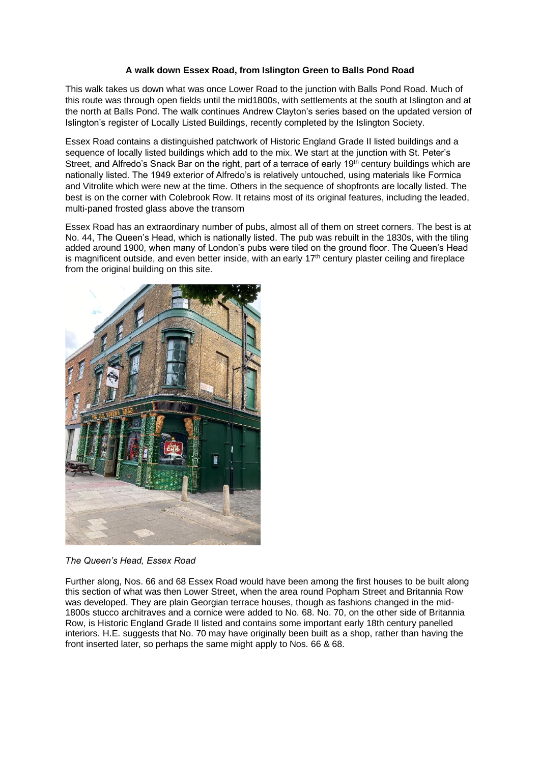**A walk down Essex Road, from Islington Green to Balls Pond Road**

This walk takes us down what was once Lower Road to the junction with Balls Pond Road. Much of this route was through open fields until the mid1800s, with settlements at the south at Islington and at the north at Balls Pond. The walk continues Andrew Clayton's series based on the updated version of Islington's register of Locally Listed Buildings, recently completed by the Islington Society.

Essex Road contains a distinguished patchwork of Historic England Grade II listed buildings and a sequence of locally listed buildings which add to the mix. We start at the junction with St. Peter's Street, and Alfredo's Snack Bar on the right, part of a terrace of early 19th century buildings which are nationally listed. The 1949 exterior of Alfredo's is relatively untouched, using materials like Formica and Vitrolite which were new at the time. Others in the sequence of shopfronts are locally listed. The best is on the corner with Colebrook Row. It retains most of its original features, including the leaded, multi-paned frosted glass above the transom

Essex Road has an extraordinary number of pubs, almost all of them on street corners. The best is at No. 44, The Queen's Head, which is nationally listed. The pub was rebuilt in the 1830s, with the tiling added around 1900, when many of London's pubs were tiled on the ground floor. The Queen's Head is magnificent outside, and even better inside, with an early 17th century plaster ceiling and fireplace from the original building on this site.

*The Queen's Head, Essex Road*

Further along, Nos. 66 and 68 Essex Road would have been among the first houses to be built along this section of what was then Lower Street, when the area round Popham Street and Britannia Row was developed. They are plain Georgian terrace houses, though as fashions changed in the mid-1800s stucco architraves and a cornice were added to No. 68. No. 70, on the other side of Britannia Row, is Historic England Grade II listed and contains some important early 18th century panelled interiors. H.E. suggests that No. 70 may have originally been built as a shop, rather than having the front inserted later, so perhaps the same might apply to Nos. 66 & 68.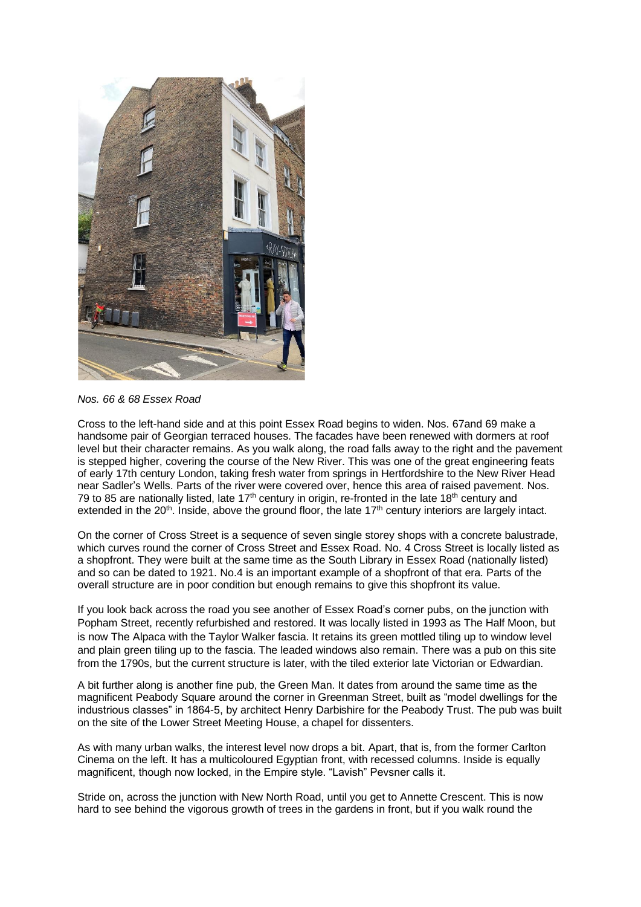*Nos. 66 & 68 Essex Road*

Cross to the left-hand side and at this point Essex Road begins to widen. Nos. 67and 69 make a handsome pair of Georgian terraced houses. The facades have been renewed with dormers at roof level but their character remains. As you walk along, the road falls away to the right and the pavement is stepped higher, covering the course of the New River. This was one of the great engineering feats of early 17th century London, taking fresh water from springs in Hertfordshire to the New River Head near Sadler's Wells. Parts of the river were covered over, hence this area of raised pavement. Nos. 79 to 85 are nationally listed, late 17th century in origin, re-fronted in the late 18th century and extended in the 20th. Inside, above the ground floor, the late 17th century interiors are largely intact.

On the corner of Cross Street is a sequence of seven single storey shops with a concrete balustrade, which curves round the corner of Cross Street and Essex Road. No. 4 Cross Street is locally listed as a shopfront. They were built at the same time as the South Library in Essex Road (nationally listed) and so can be dated to 1921. No.4 is an important example of a shopfront of that era. Parts of the overall structure are in poor condition but enough remains to give this shopfront its value.

If you look back across the road you see another of Essex Road's corner pubs, on the junction with Popham Street, recently refurbished and restored. It was locally listed in 1993 as The Half Moon, but is now The Alpaca with the Taylor Walker fascia. It retains its green mottled tiling up to window level and plain green tiling up to the fascia. The leaded windows also remain. There was a pub on this site from the 1790s, but the current structure is later, with the tiled exterior late Victorian or Edwardian.

A bit further along is another fine pub, the Green Man. It dates from around the same time as the magnificent Peabody Square around the corner in Greenman Street, built as "model dwellings for the industrious classes" in 1864-5, by architect Henry Darbishire for the Peabody Trust. The pub was built on the site of the Lower Street Meeting House, a chapel for dissenters.

As with many urban walks, the interest level now drops a bit. Apart, that is, from the former Carlton Cinema on the left. It has a multicoloured Egyptian front, with recessed columns. Inside is equally magnificent, though now locked, in the Empire style. "Lavish" Pevsner calls it.

Stride on, across the junction with New North Road, until you get to Annette Crescent. This is now hard to see behind the vigorous growth of trees in the gardens in front, but if you walk round the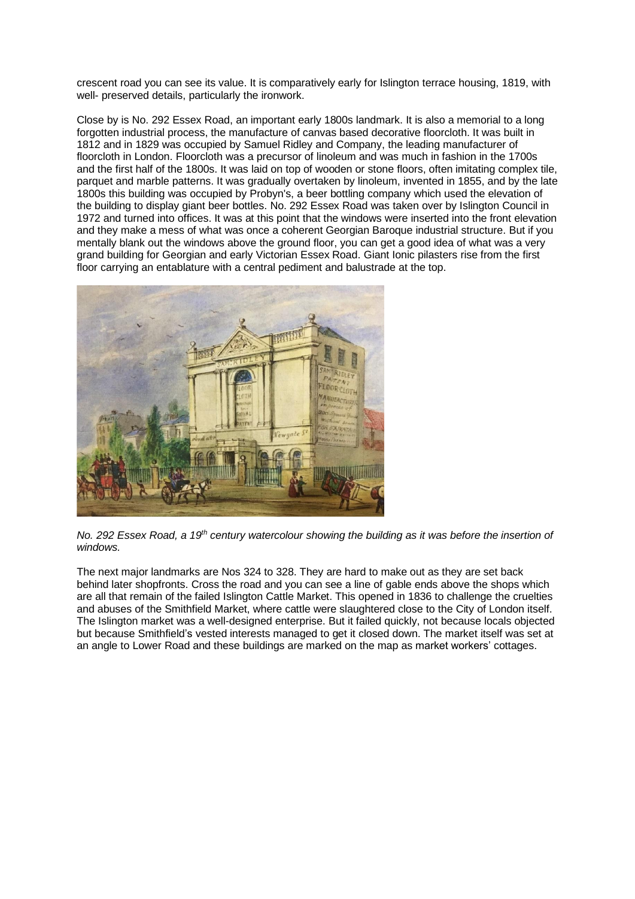crescent road you can see its value. It is comparatively early for Islington terrace housing, 1819, with well- preserved details, particularly the ironwork.

Close by is No. 292 Essex Road, an important early 1800s landmark. It is also a memorial to a long forgotten industrial process, the manufacture of canvas based decorative floorcloth. It was built in 1812 and in 1829 was occupied by Samuel Ridley and Company, the leading manufacturer of floorcloth in London. Floorcloth was a precursor of linoleum and was much in fashion in the 1700s and the first half of the 1800s. It was laid on top of wooden or stone floors, often imitating complex tile, parquet and marble patterns. It was gradually overtaken by linoleum, invented in 1855, and by the late 1800s this building was occupied by Probyn's, a beer bottling company which used the elevation of the building to display giant beer bottles. No. 292 Essex Road was taken over by Islington Council in 1972 and turned into offices. It was at this point that the windows were inserted into the front elevation and they make a mess of what was once a coherent Georgian Baroque industrial structure. But if you mentally blank out the windows above the ground floor, you can get a good idea of what was a very grand building for Georgian and early Victorian Essex Road. Giant Ionic pilasters rise from the first floor carrying an entablature with a central pediment and balustrade at the top.

*No. 292 Essex Road, a 19th century watercolour showing the building as it was before the insertion of windows.*

The next major landmarks are Nos 324 to 328. They are hard to make out as they are set back behind later shopfronts. Cross the road and you can see a line of gable ends above the shops which are all that remain of the failed Islington Cattle Market. This opened in 1836 to challenge the cruelties and abuses of the Smithfield Market, where cattle were slaughtered close to the City of London itself. The Islington market was a well-designed enterprise. But it failed quickly, not because locals objected but because Smithfield's vested interests managed to get it closed down. The market itself was set at an angle to Lower Road and these buildings are marked on the map as market workers' cottages.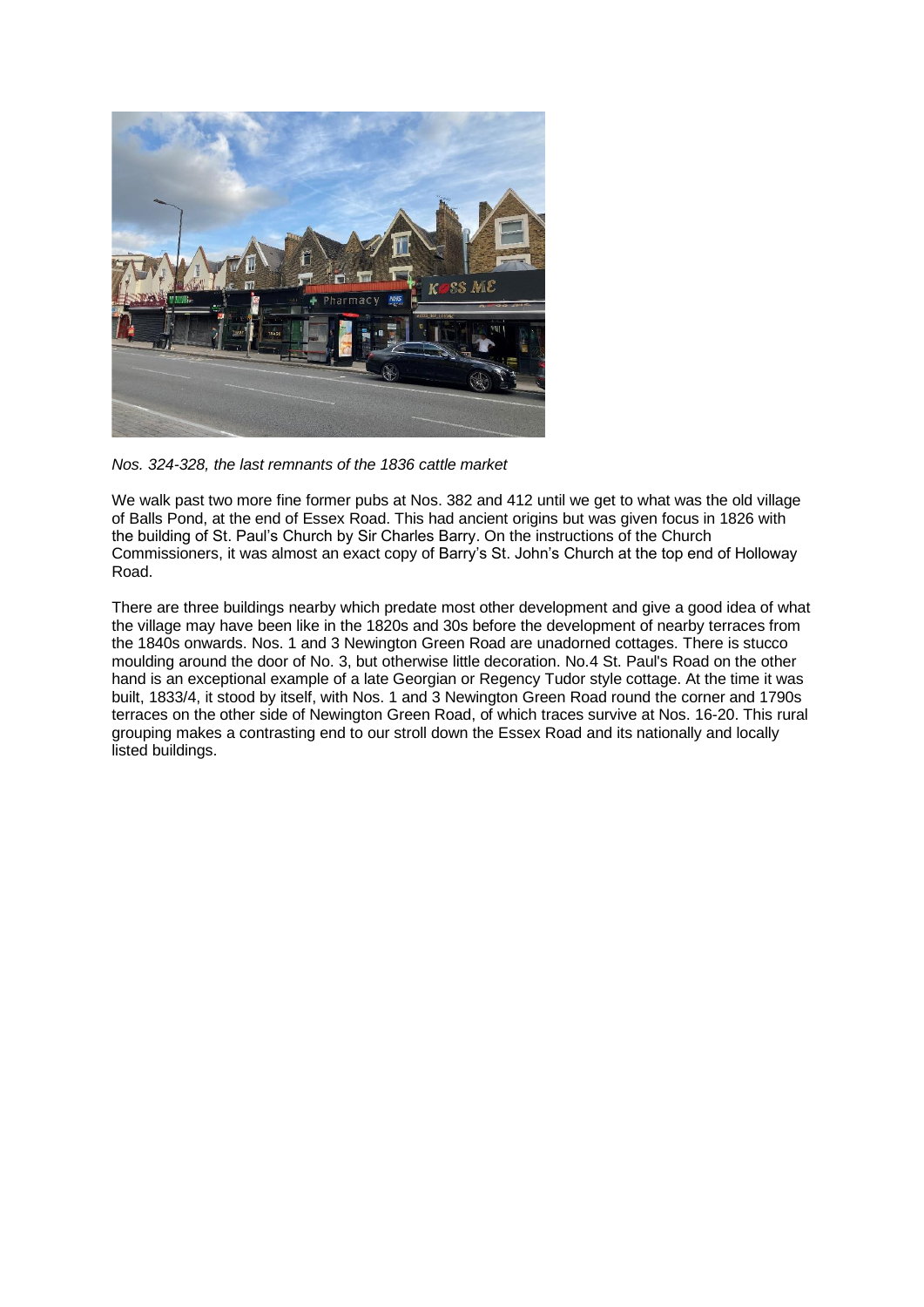*Nos. 324-328, the last remnants of the 1836 cattle market*

We walk past two more fine former pubs at Nos. 382 and 412 until we get to what was the old village of Balls Pond, at the end of Essex Road. This had ancient origins but was given focus in 1826 with the building of St. Paul's Church by Sir Charles Barry. On the instructions of the Church Commissioners, it was almost an exact copy of Barry's St. John's Church at the top end of Holloway Road.

There are three buildings nearby which predate most other development and give a good idea of what the village may have been like in the 1820s and 30s before the development of nearby terraces from the 1840s onwards. Nos. 1 and 3 Newington Green Road are unadorned cottages. There is stucco moulding around the door of No. 3, but otherwise little decoration. No.4 St. Paul's Road on the other hand is an exceptional example of a late Georgian or Regency Tudor style cottage. At the time it was built, 1833/4, it stood by itself, with Nos. 1 and 3 Newington Green Road round the corner and 1790s terraces on the other side of Newington Green Road, of which traces survive at Nos. 16-20. This rural grouping makes a contrasting end to our stroll down the Essex Road and its nationally and locally listed buildings.